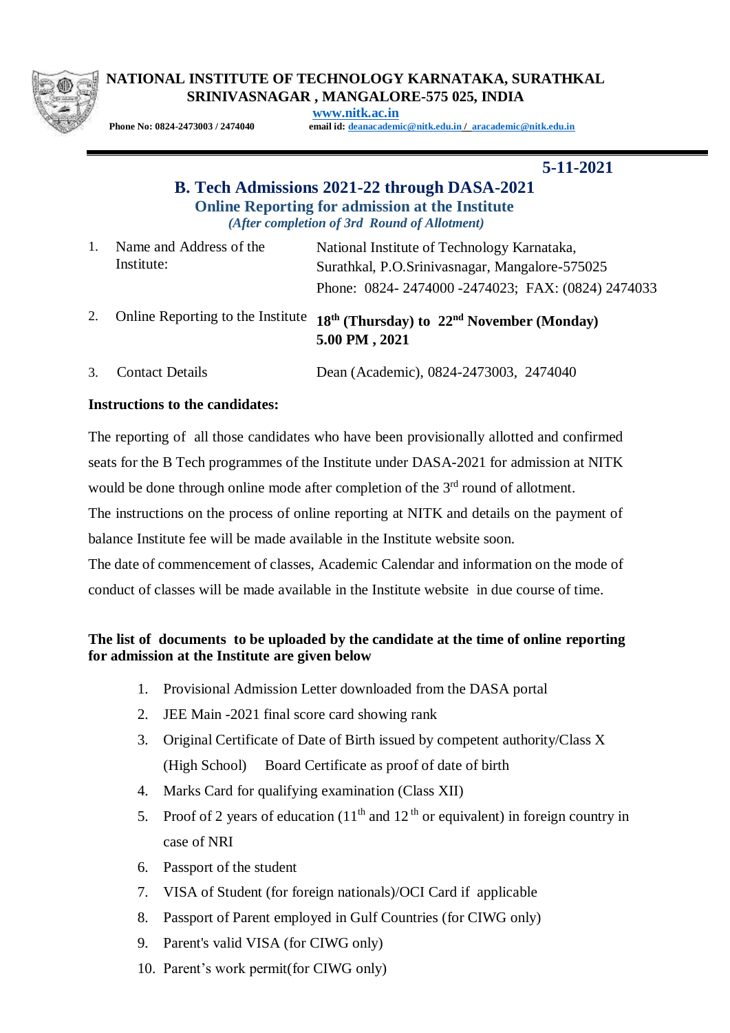**NATIONAL INSTITUTE OF TECHNOLOGY KARNATAKA, SURATHKAL**
**SRINIVASNAGAR , MANGALORE-575 025, INDIA**

**www.nitk.ac.in**

**Phone No: 0824-2473003 / 2474040** **email id: deanacademic@nitk.edu.in / aracademic@nitk.edu.in**

**5-11-2021**

# B. Tech Admissions 2021-22 through DASA-2021

## Online Reporting for admission at the Institute

***(After completion of 3rd Round of Allotment)***

| | | |
|---|---|---|
| 1. | Name and Address of the Institute: | National Institute of Technology Karnataka, Surathkal, P.O.Srinivasnagar, Mangalore-575025 Phone: 0824- 2474000 -2474023; FAX: (0824) 2474033 |
| 2. | Online Reporting to the Institute | **18th (Thursday) to 22nd November (Monday) 5.00 PM , 2021** |
| 3. | Contact Details | Dean (Academic), 0824-2473003, 2474040 |

**Instructions to the candidates:**

The reporting of all those candidates who have been provisionally allotted and confirmed seats for the B Tech programmes of the Institute under DASA-2021 for admission at NITK would be done through online mode after completion of the 3rd round of allotment.

The instructions on the process of online reporting at NITK and details on the payment of balance Institute fee will be made available in the Institute website soon.

The date of commencement of classes, Academic Calendar and information on the mode of conduct of classes will be made available in the Institute website in due course of time.

**The list of documents to be uploaded by the candidate at the time of online reporting for admission at the Institute are given below**

1. Provisional Admission Letter downloaded from the DASA portal
2. JEE Main -2021 final score card showing rank
3. Original Certificate of Date of Birth issued by competent authority/Class X (High School) Board Certificate as proof of date of birth
4. Marks Card for qualifying examination (Class XII)
5. Proof of 2 years of education (11th and 12th or equivalent) in foreign country in case of NRI
6. Passport of the student
7. VISA of Student (for foreign nationals)/OCI Card if applicable
8. Passport of Parent employed in Gulf Countries (for CIWG only)
9. Parent's valid VISA (for CIWG only)
10. Parent's work permit(for CIWG only)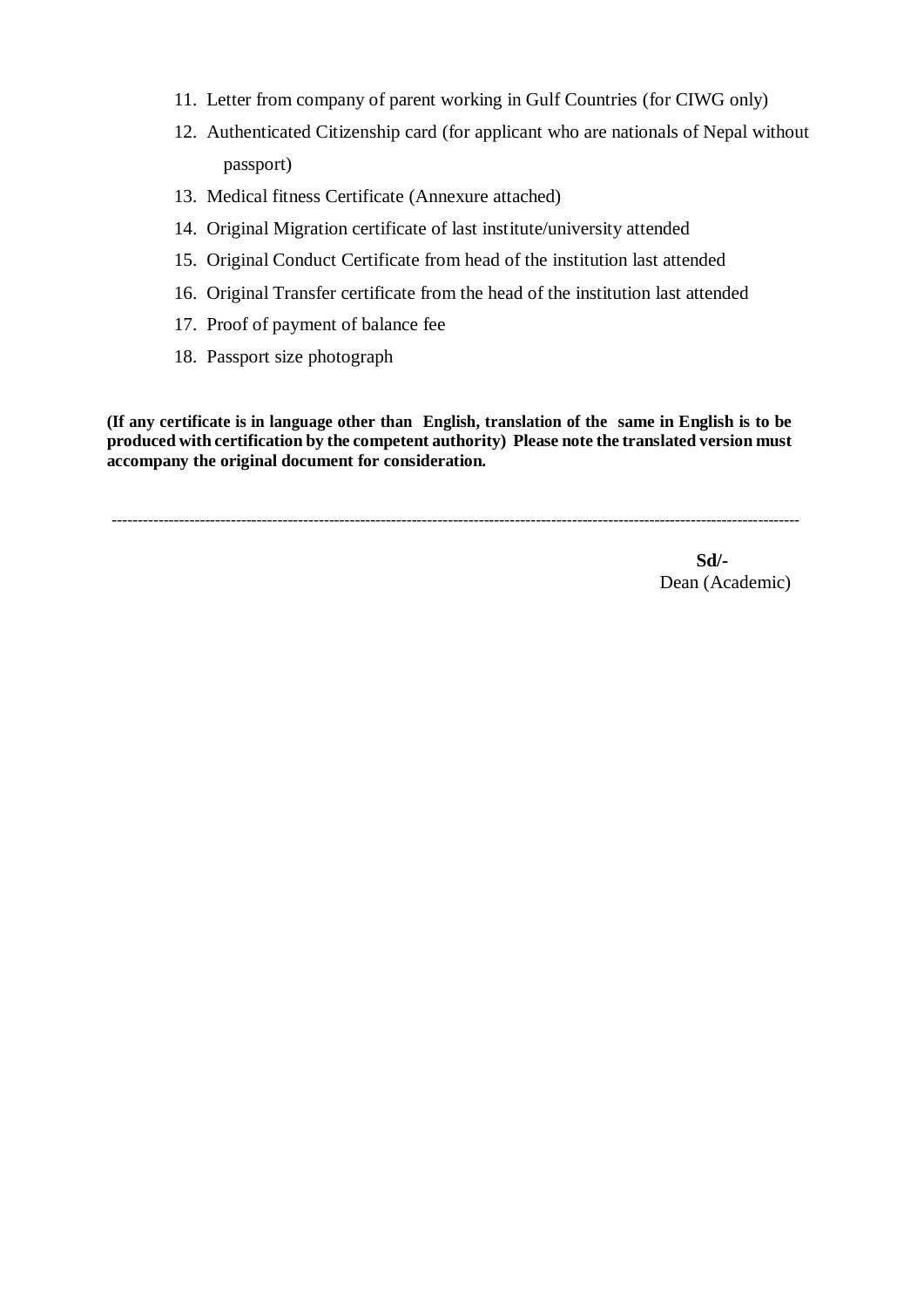11. Letter from company of parent working in Gulf Countries (for CIWG only)
12. Authenticated Citizenship card (for applicant who are nationals of Nepal without passport)
13. Medical fitness Certificate (Annexure attached)
14. Original Migration certificate of last institute/university attended
15. Original Conduct Certificate from head of the institution last attended
16. Original Transfer certificate from the head of the institution last attended
17. Proof of payment of balance fee
18. Passport size photograph

**(If any certificate is in language other than English, translation of the same in English is to be produced with certification by the competent authority) Please note the translated version must accompany the original document for consideration.**

---

**Sd/-**
Dean (Academic)